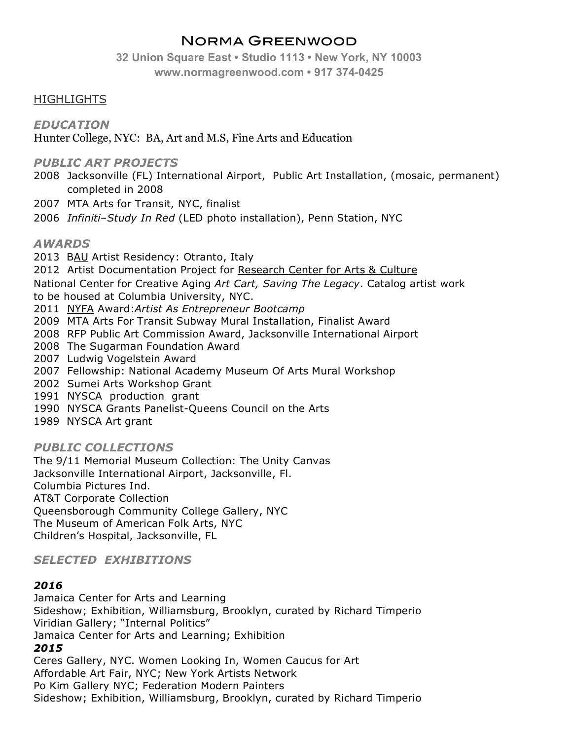# Norma Greenwood

**32 Union Square East • Studio 1113 • New York, NY 10003**
**www.normagreenwood.com • 917 374-0425**

## HIGHLIGHTS

### *EDUCATION*

Hunter College, NYC: BA, Art and M.S, Fine Arts and Education

### *PUBLIC ART PROJECTS*

2008 Jacksonville (FL) International Airport, Public Art Installation, (mosaic, permanent) completed in 2008
2007 MTA Arts for Transit, NYC, finalist
2006 *Infiniti–Study In Red* (LED photo installation), Penn Station, NYC

### *AWARDS*

2013 BAU Artist Residency: Otranto, Italy
2012 Artist Documentation Project for Research Center for Arts & Culture
National Center for Creative Aging *Art Cart, Saving The Legacy*. Catalog artist work to be housed at Columbia University, NYC.
2011 NYFA Award:*Artist As Entrepreneur Bootcamp*
2009 MTA Arts For Transit Subway Mural Installation, Finalist Award
2008 RFP Public Art Commission Award, Jacksonville International Airport
2008 The Sugarman Foundation Award
2007 Ludwig Vogelstein Award
2007 Fellowship: National Academy Museum Of Arts Mural Workshop
2002 Sumei Arts Workshop Grant
1991 NYSCA production grant
1990 NYSCA Grants Panelist-Queens Council on the Arts
1989 NYSCA Art grant

### *PUBLIC COLLECTIONS*

The 9/11 Memorial Museum Collection: The Unity Canvas
Jacksonville International Airport, Jacksonville, Fl.
Columbia Pictures Ind.
AT&T Corporate Collection
Queensborough Community College Gallery, NYC
The Museum of American Folk Arts, NYC
Children's Hospital, Jacksonville, FL

### *SELECTED EXHIBITIONS*

***2016***

Jamaica Center for Arts and Learning
Sideshow; Exhibition, Williamsburg, Brooklyn, curated by Richard Timperio
Viridian Gallery; "Internal Politics"
Jamaica Center for Arts and Learning; Exhibition

***2015***

Ceres Gallery, NYC. Women Looking In, Women Caucus for Art
Affordable Art Fair, NYC; New York Artists Network
Po Kim Gallery NYC; Federation Modern Painters
Sideshow; Exhibition, Williamsburg, Brooklyn, curated by Richard Timperio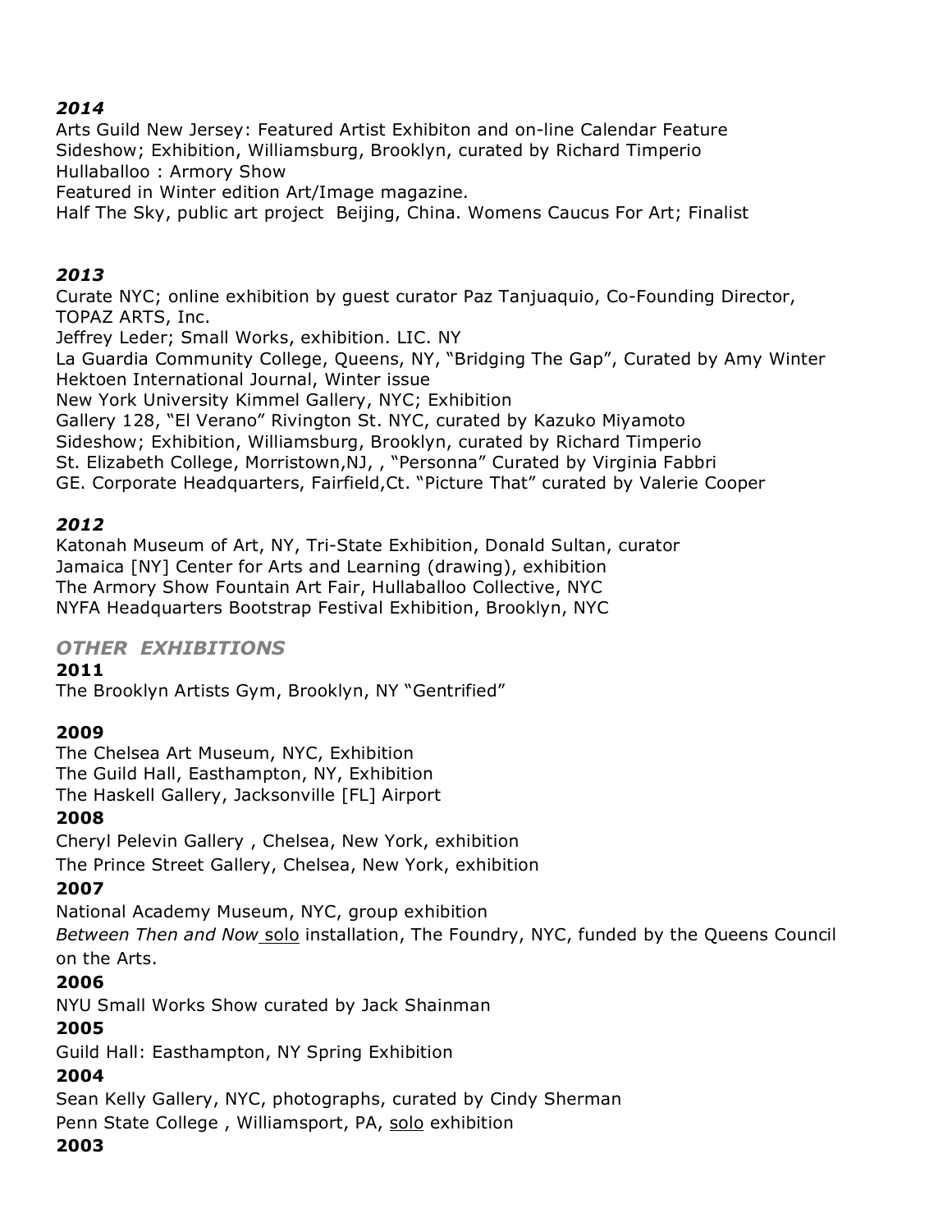***2014***

Arts Guild New Jersey: Featured Artist Exhibiton and on-line Calendar Feature
Sideshow; Exhibition, Williamsburg, Brooklyn, curated by Richard Timperio
Hullaballoo : Armory Show
Featured in Winter edition Art/Image magazine*.*
Half The Sky, public art project Beijing, China. Womens Caucus For Art; Finalist

***2013***

Curate NYC; online exhibition by guest curator Paz Tanjuaquio, Co-Founding Director, TOPAZ ARTS, Inc.
Jeffrey Leder; Small Works, exhibition. LIC. NY
La Guardia Community College, Queens, NY, "Bridging The Gap", Curated by Amy Winter
Hektoen International Journal, Winter issue
New York University Kimmel Gallery, NYC; Exhibition
Gallery 128, "El Verano" Rivington St. NYC, curated by Kazuko Miyamoto
Sideshow; Exhibition, Williamsburg, Brooklyn, curated by Richard Timperio
St. Elizabeth College, Morristown,NJ, , "Personna" Curated by Virginia Fabbri
GE. Corporate Headquarters, Fairfield,Ct. "Picture That" curated by Valerie Cooper

***2012***

Katonah Museum of Art, NY, Tri-State Exhibition, Donald Sultan, curator
Jamaica [NY] Center for Arts and Learning (drawing), exhibition
The Armory Show Fountain Art Fair, Hullaballoo Collective, NYC
NYFA Headquarters Bootstrap Festival Exhibition, Brooklyn, NYC

***OTHER EXHIBITIONS***

**2011**

The Brooklyn Artists Gym, Brooklyn, NY "Gentrified"

**2009**

The Chelsea Art Museum, NYC, Exhibition
The Guild Hall, Easthampton, NY, Exhibition
The Haskell Gallery, Jacksonville [FL] Airport

**2008**

Cheryl Pelevin Gallery , Chelsea, New York, exhibition
The Prince Street Gallery, Chelsea, New York, exhibition

**2007**

National Academy Museum, NYC, group exhibition
*Between Then and Now* solo installation, The Foundry, NYC, funded by the Queens Council on the Arts.

**2006**

NYU Small Works Show curated by Jack Shainman

**2005**

Guild Hall: Easthampton, NY Spring Exhibition

**2004**

Sean Kelly Gallery, NYC, photographs, curated by Cindy Sherman
Penn State College , Williamsport, PA, solo exhibition

**2003**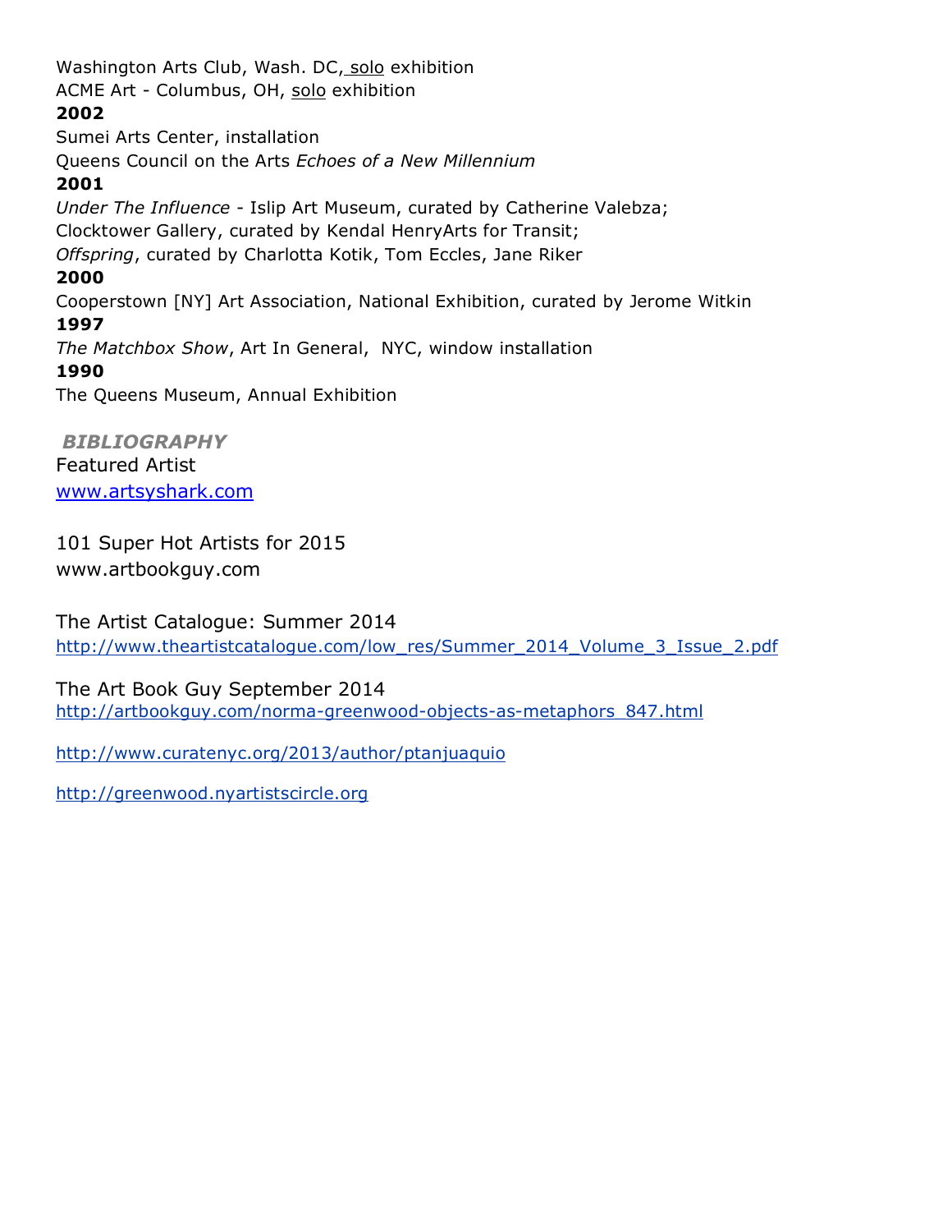Washington Arts Club, Wash. DC, solo exhibition
ACME Art - Columbus, OH, solo exhibition

**2002**

Sumei Arts Center, installation
Queens Council on the Arts *Echoes of a New Millennium*

**2001**

*Under The Influence* - Islip Art Museum, curated by Catherine Valebza;
Clocktower Gallery, curated by Kendal HenryArts for Transit;
*Offspring*, curated by Charlotta Kotik, Tom Eccles, Jane Riker

**2000**

Cooperstown [NY] Art Association, National Exhibition, curated by Jerome Witkin

**1997**

*The Matchbox Show*, Art In General, NYC, window installation

**1990**

The Queens Museum, Annual Exhibition

## *BIBLIOGRAPHY*

Featured Artist
www.artsyshark.com

101 Super Hot Artists for 2015
www.artbookguy.com

The Artist Catalogue: Summer 2014
http://www.theartistcatalogue.com/low_res/Summer_2014_Volume_3_Issue_2.pdf

The Art Book Guy September 2014
http://artbookguy.com/norma-greenwood-objects-as-metaphors_847.html

http://www.curatenyc.org/2013/author/ptanjuaquio

http://greenwood.nyartistscircle.org